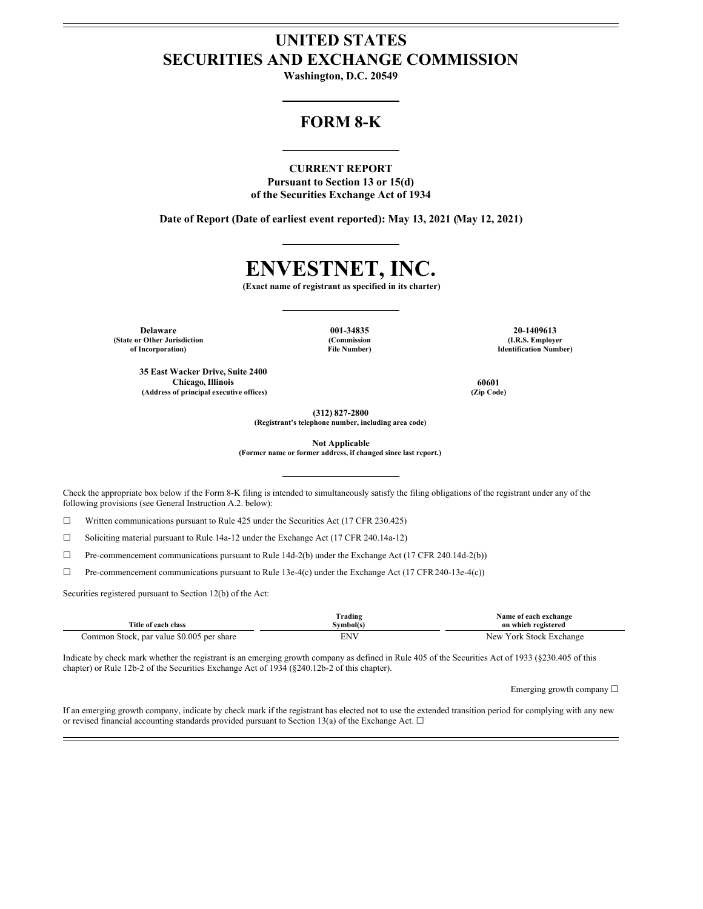# UNITED STATES
# SECURITIES AND EXCHANGE COMMISSION

**Washington, D.C. 20549**

## FORM 8-K

**CURRENT REPORT**
**Pursuant to Section 13 or 15(d)**
**of the Securities Exchange Act of 1934**

**Date of Report (Date of earliest event reported): May 13, 2021 (May 12, 2021)**

# ENVESTNET, INC.

**(Exact name of registrant as specified in its charter)**

| **Delaware** | **001-34835** | **20-1409613** |
|---|---|---|
| **(State or Other Jurisdiction of Incorporation)** | **(Commission File Number)** | **(I.R.S. Employer Identification Number)** |

| **35 East Wacker Drive, Suite 2400 Chicago, Illinois** | **60601** |
|---|---|
| **(Address of principal executive offices)** | **(Zip Code)** |

**(312) 827-2800**
**(Registrant's telephone number, including area code)**

**Not Applicable**
**(Former name or former address, if changed since last report.)**

Check the appropriate box below if the Form 8-K filing is intended to simultaneously satisfy the filing obligations of the registrant under any of the following provisions (see General Instruction A.2. below):

☐ Written communications pursuant to Rule 425 under the Securities Act (17 CFR 230.425)

☐ Soliciting material pursuant to Rule 14a-12 under the Exchange Act (17 CFR 240.14a-12)

☐ Pre-commencement communications pursuant to Rule 14d-2(b) under the Exchange Act (17 CFR 240.14d-2(b))

☐ Pre-commencement communications pursuant to Rule 13e-4(c) under the Exchange Act (17 CFR 240-13e-4(c))

Securities registered pursuant to Section 12(b) of the Act:

| Title of each class | Trading Symbol(s) | Name of each exchange on which registered |
|---|---|---|
| Common Stock, par value $0.005 per share | ENV | New York Stock Exchange |

Indicate by check mark whether the registrant is an emerging growth company as defined in Rule 405 of the Securities Act of 1933 (§230.405 of this chapter) or Rule 12b-2 of the Securities Exchange Act of 1934 (§240.12b-2 of this chapter).

Emerging growth company ☐

If an emerging growth company, indicate by check mark if the registrant has elected not to use the extended transition period for complying with any new or revised financial accounting standards provided pursuant to Section 13(a) of the Exchange Act. ☐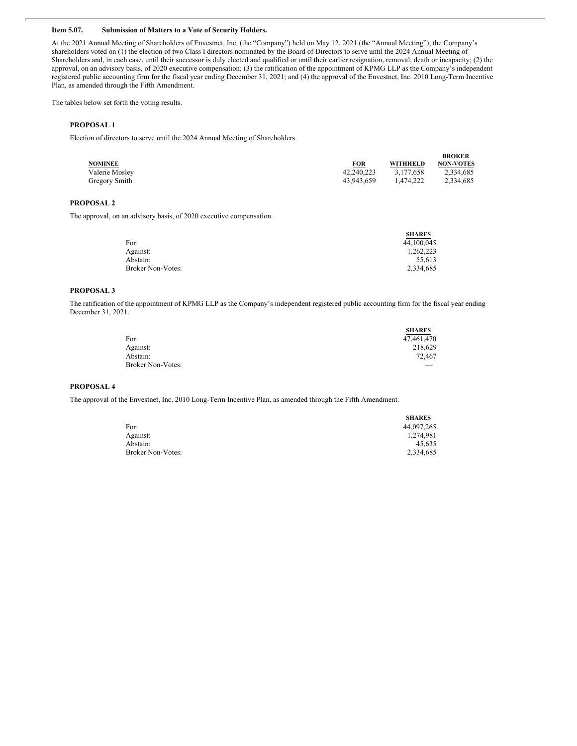**Item 5.07. Submission of Matters to a Vote of Security Holders.**

At the 2021 Annual Meeting of Shareholders of Envestnet, Inc. (the "Company") held on May 12, 2021 (the "Annual Meeting"), the Company's shareholders voted on (1) the election of two Class I directors nominated by the Board of Directors to serve until the 2024 Annual Meeting of Shareholders and, in each case, until their successor is duly elected and qualified or until their earlier resignation, removal, death or incapacity; (2) the approval, on an advisory basis, of 2020 executive compensation; (3) the ratification of the appointment of KPMG LLP as the Company's independent registered public accounting firm for the fiscal year ending December 31, 2021; and (4) the approval of the Envestnet, Inc. 2010 Long-Term Incentive Plan, as amended through the Fifth Amendment.

The tables below set forth the voting results.

**PROPOSAL 1**

Election of directors to serve until the 2024 Annual Meeting of Shareholders.

| NOMINEE | FOR | WITHHELD | BROKER NON-VOTES |
|---|---|---|---|
| Valerie Mosley | 42,240,223 | 3,177,658 | 2,334,685 |
| Gregory Smith | 43,943,659 | 1,474,222 | 2,334,685 |

**PROPOSAL 2**

The approval, on an advisory basis, of 2020 executive compensation.

| | SHARES |
|---|---|
| For: | 44,100,045 |
| Against: | 1,262,223 |
| Abstain: | 55,613 |
| Broker Non-Votes: | 2,334,685 |

**PROPOSAL 3**

The ratification of the appointment of KPMG LLP as the Company's independent registered public accounting firm for the fiscal year ending December 31, 2021.

| | SHARES |
|---|---|
| For: | 47,461,470 |
| Against: | 218,629 |
| Abstain: | 72,467 |
| Broker Non-Votes: | — |

**PROPOSAL 4**

The approval of the Envestnet, Inc. 2010 Long-Term Incentive Plan, as amended through the Fifth Amendment.

| | SHARES |
|---|---|
| For: | 44,097,265 |
| Against: | 1,274,981 |
| Abstain: | 45,635 |
| Broker Non-Votes: | 2,334,685 |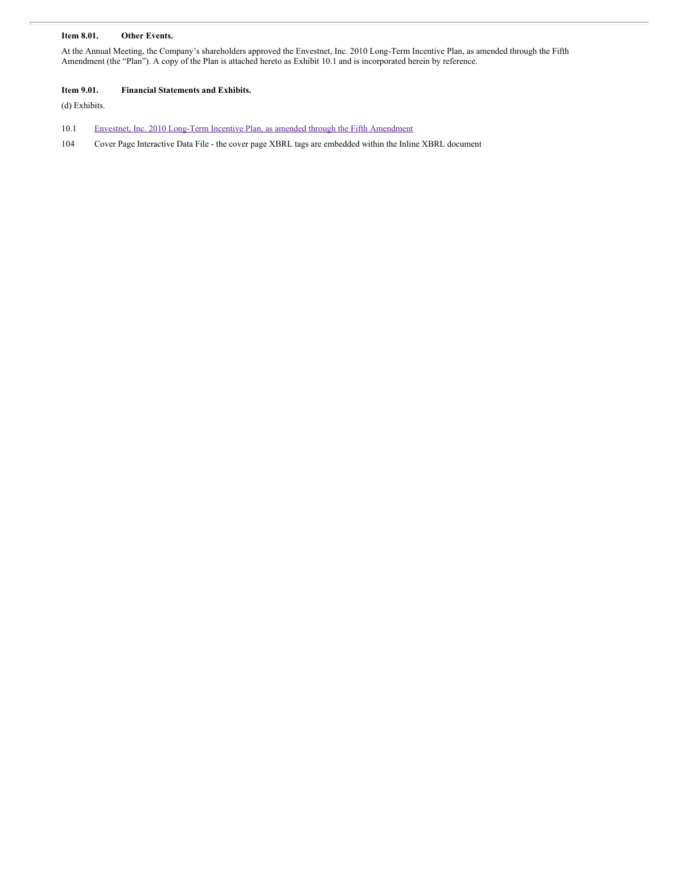**Item 8.01. Other Events.**

At the Annual Meeting, the Company's shareholders approved the Envestnet, Inc. 2010 Long-Term Incentive Plan, as amended through the Fifth Amendment (the "Plan"). A copy of the Plan is attached hereto as Exhibit 10.1 and is incorporated herein by reference.

**Item 9.01. Financial Statements and Exhibits.**

(d) Exhibits.

| | |
|---|---|
| 10.1 | Envestnet, Inc. 2010 Long-Term Incentive Plan, as amended through the Fifth Amendment |
| 104 | Cover Page Interactive Data File - the cover page XBRL tags are embedded within the Inline XBRL document |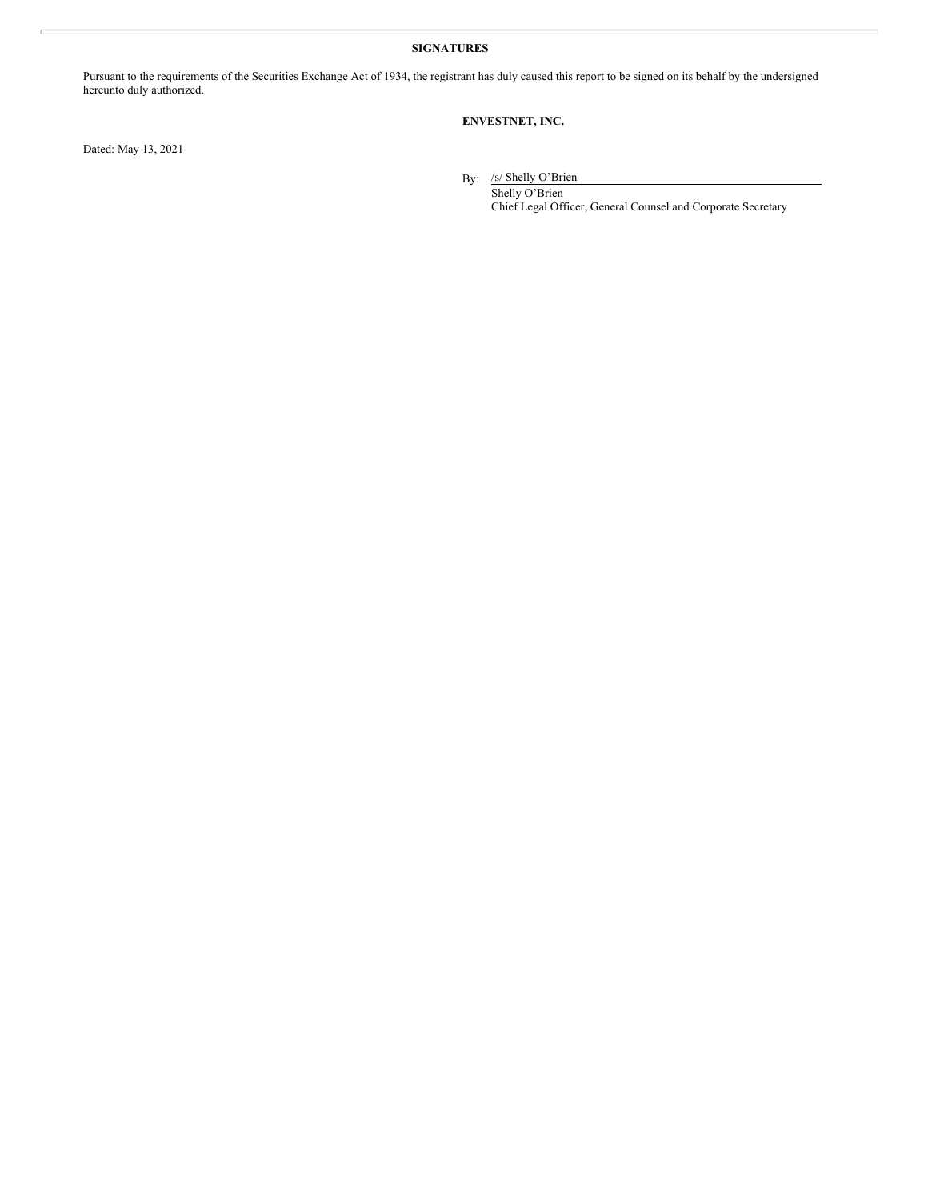**SIGNATURES**

Pursuant to the requirements of the Securities Exchange Act of 1934, the registrant has duly caused this report to be signed on its behalf by the undersigned hereunto duly authorized.

**ENVESTNET, INC.**

Dated: May 13, 2021

By: /s/ Shelly O'Brien
Shelly O'Brien
Chief Legal Officer, General Counsel and Corporate Secretary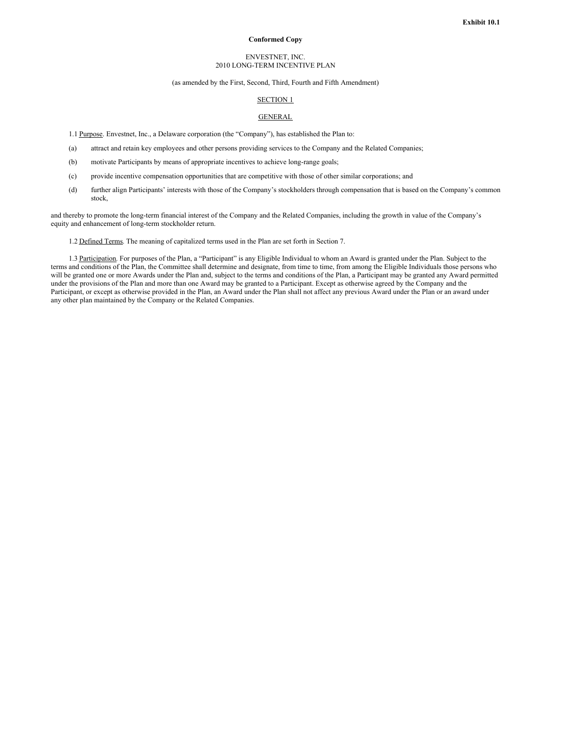**Exhibit 10.1**

**Conformed Copy**

ENVESTNET, INC.
2010 LONG-TERM INCENTIVE PLAN

(as amended by the First, Second, Third, Fourth and Fifth Amendment)

SECTION 1

GENERAL

1.1 Purpose. Envestnet, Inc., a Delaware corporation (the "Company"), has established the Plan to:

(a) attract and retain key employees and other persons providing services to the Company and the Related Companies;

(b) motivate Participants by means of appropriate incentives to achieve long-range goals;

(c) provide incentive compensation opportunities that are competitive with those of other similar corporations; and

(d) further align Participants' interests with those of the Company's stockholders through compensation that is based on the Company's common stock,

and thereby to promote the long-term financial interest of the Company and the Related Companies, including the growth in value of the Company's equity and enhancement of long-term stockholder return.

1.2 Defined Terms. The meaning of capitalized terms used in the Plan are set forth in Section 7.

1.3 Participation. For purposes of the Plan, a "Participant" is any Eligible Individual to whom an Award is granted under the Plan. Subject to the terms and conditions of the Plan, the Committee shall determine and designate, from time to time, from among the Eligible Individuals those persons who will be granted one or more Awards under the Plan and, subject to the terms and conditions of the Plan, a Participant may be granted any Award permitted under the provisions of the Plan and more than one Award may be granted to a Participant. Except as otherwise agreed by the Company and the Participant, or except as otherwise provided in the Plan, an Award under the Plan shall not affect any previous Award under the Plan or an award under any other plan maintained by the Company or the Related Companies.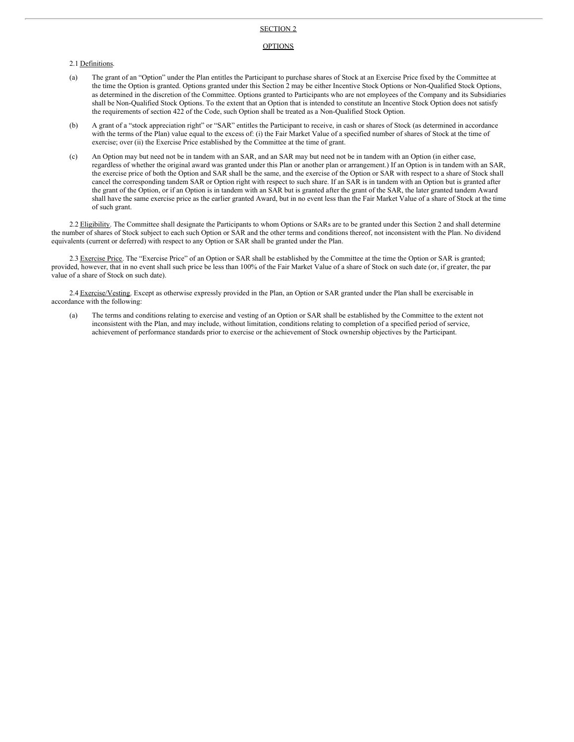## SECTION 2

## OPTIONS

2.1 Definitions.

(a) The grant of an "Option" under the Plan entitles the Participant to purchase shares of Stock at an Exercise Price fixed by the Committee at the time the Option is granted. Options granted under this Section 2 may be either Incentive Stock Options or Non-Qualified Stock Options, as determined in the discretion of the Committee. Options granted to Participants who are not employees of the Company and its Subsidiaries shall be Non-Qualified Stock Options. To the extent that an Option that is intended to constitute an Incentive Stock Option does not satisfy the requirements of section 422 of the Code, such Option shall be treated as a Non-Qualified Stock Option.

(b) A grant of a "stock appreciation right" or "SAR" entitles the Participant to receive, in cash or shares of Stock (as determined in accordance with the terms of the Plan) value equal to the excess of: (i) the Fair Market Value of a specified number of shares of Stock at the time of exercise; over (ii) the Exercise Price established by the Committee at the time of grant.

(c) An Option may but need not be in tandem with an SAR, and an SAR may but need not be in tandem with an Option (in either case, regardless of whether the original award was granted under this Plan or another plan or arrangement.) If an Option is in tandem with an SAR, the exercise price of both the Option and SAR shall be the same, and the exercise of the Option or SAR with respect to a share of Stock shall cancel the corresponding tandem SAR or Option right with respect to such share. If an SAR is in tandem with an Option but is granted after the grant of the Option, or if an Option is in tandem with an SAR but is granted after the grant of the SAR, the later granted tandem Award shall have the same exercise price as the earlier granted Award, but in no event less than the Fair Market Value of a share of Stock at the time of such grant.

2.2 Eligibility. The Committee shall designate the Participants to whom Options or SARs are to be granted under this Section 2 and shall determine the number of shares of Stock subject to each such Option or SAR and the other terms and conditions thereof, not inconsistent with the Plan. No dividend equivalents (current or deferred) with respect to any Option or SAR shall be granted under the Plan.

2.3 Exercise Price. The "Exercise Price" of an Option or SAR shall be established by the Committee at the time the Option or SAR is granted; provided, however, that in no event shall such price be less than 100% of the Fair Market Value of a share of Stock on such date (or, if greater, the par value of a share of Stock on such date).

2.4 Exercise/Vesting. Except as otherwise expressly provided in the Plan, an Option or SAR granted under the Plan shall be exercisable in accordance with the following:

(a) The terms and conditions relating to exercise and vesting of an Option or SAR shall be established by the Committee to the extent not inconsistent with the Plan, and may include, without limitation, conditions relating to completion of a specified period of service, achievement of performance standards prior to exercise or the achievement of Stock ownership objectives by the Participant.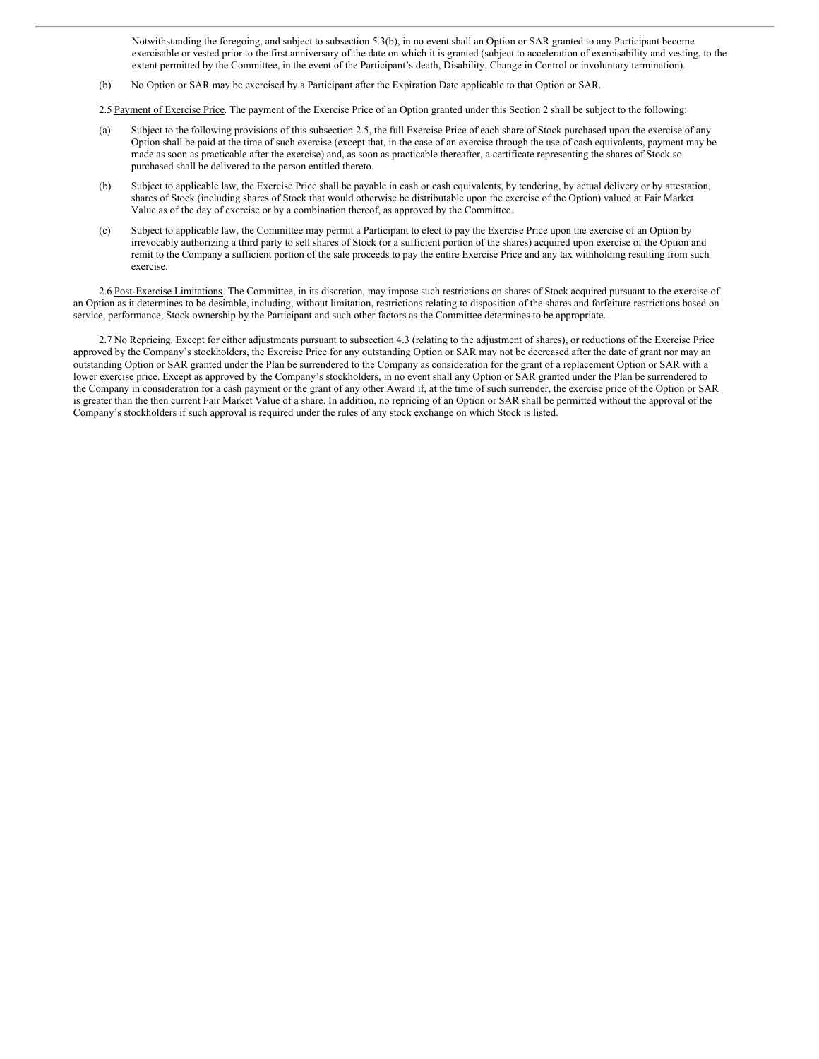Notwithstanding the foregoing, and subject to subsection 5.3(b), in no event shall an Option or SAR granted to any Participant become exercisable or vested prior to the first anniversary of the date on which it is granted (subject to acceleration of exercisability and vesting, to the extent permitted by the Committee, in the event of the Participant's death, Disability, Change in Control or involuntary termination).

(b) No Option or SAR may be exercised by a Participant after the Expiration Date applicable to that Option or SAR.

2.5 Payment of Exercise Price. The payment of the Exercise Price of an Option granted under this Section 2 shall be subject to the following:

(a) Subject to the following provisions of this subsection 2.5, the full Exercise Price of each share of Stock purchased upon the exercise of any Option shall be paid at the time of such exercise (except that, in the case of an exercise through the use of cash equivalents, payment may be made as soon as practicable after the exercise) and, as soon as practicable thereafter, a certificate representing the shares of Stock so purchased shall be delivered to the person entitled thereto.

(b) Subject to applicable law, the Exercise Price shall be payable in cash or cash equivalents, by tendering, by actual delivery or by attestation, shares of Stock (including shares of Stock that would otherwise be distributable upon the exercise of the Option) valued at Fair Market Value as of the day of exercise or by a combination thereof, as approved by the Committee.

(c) Subject to applicable law, the Committee may permit a Participant to elect to pay the Exercise Price upon the exercise of an Option by irrevocably authorizing a third party to sell shares of Stock (or a sufficient portion of the shares) acquired upon exercise of the Option and remit to the Company a sufficient portion of the sale proceeds to pay the entire Exercise Price and any tax withholding resulting from such exercise.

2.6 Post-Exercise Limitations. The Committee, in its discretion, may impose such restrictions on shares of Stock acquired pursuant to the exercise of an Option as it determines to be desirable, including, without limitation, restrictions relating to disposition of the shares and forfeiture restrictions based on service, performance, Stock ownership by the Participant and such other factors as the Committee determines to be appropriate.

2.7 No Repricing. Except for either adjustments pursuant to subsection 4.3 (relating to the adjustment of shares), or reductions of the Exercise Price approved by the Company's stockholders, the Exercise Price for any outstanding Option or SAR may not be decreased after the date of grant nor may an outstanding Option or SAR granted under the Plan be surrendered to the Company as consideration for the grant of a replacement Option or SAR with a lower exercise price. Except as approved by the Company's stockholders, in no event shall any Option or SAR granted under the Plan be surrendered to the Company in consideration for a cash payment or the grant of any other Award if, at the time of such surrender, the exercise price of the Option or SAR is greater than the then current Fair Market Value of a share. In addition, no repricing of an Option or SAR shall be permitted without the approval of the Company's stockholders if such approval is required under the rules of any stock exchange on which Stock is listed.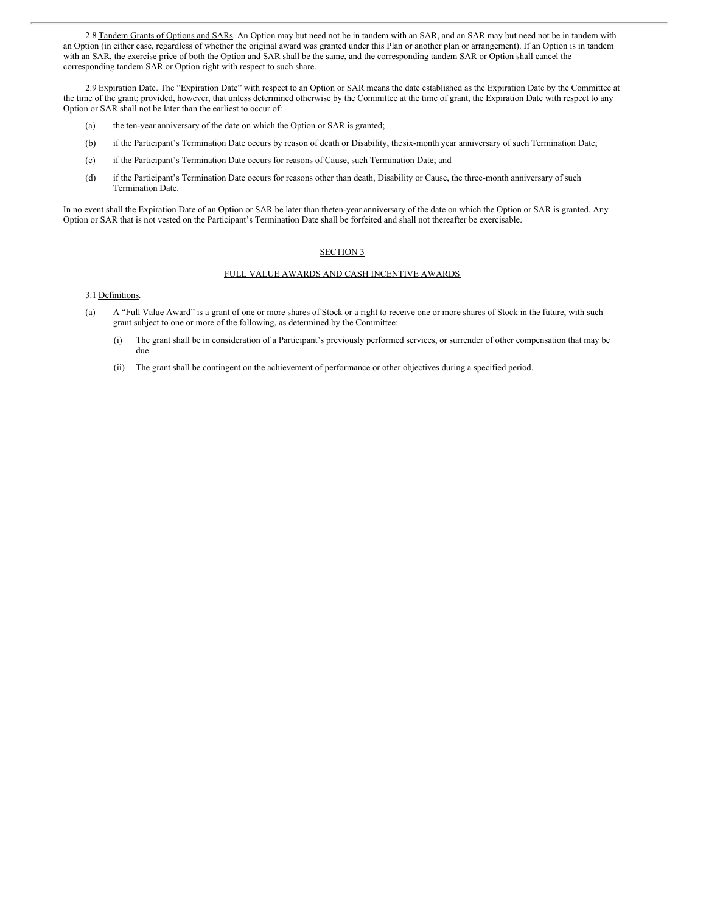2.8 Tandem Grants of Options and SARs. An Option may but need not be in tandem with an SAR, and an SAR may but need not be in tandem with an Option (in either case, regardless of whether the original award was granted under this Plan or another plan or arrangement). If an Option is in tandem with an SAR, the exercise price of both the Option and SAR shall be the same, and the corresponding tandem SAR or Option shall cancel the corresponding tandem SAR or Option right with respect to such share.

2.9 Expiration Date. The "Expiration Date" with respect to an Option or SAR means the date established as the Expiration Date by the Committee at the time of the grant; provided, however, that unless determined otherwise by the Committee at the time of grant, the Expiration Date with respect to any Option or SAR shall not be later than the earliest to occur of:

(a) the ten-year anniversary of the date on which the Option or SAR is granted;

(b) if the Participant's Termination Date occurs by reason of death or Disability, thesix-month year anniversary of such Termination Date;

(c) if the Participant's Termination Date occurs for reasons of Cause, such Termination Date; and

(d) if the Participant's Termination Date occurs for reasons other than death, Disability or Cause, the three-month anniversary of such Termination Date.

In no event shall the Expiration Date of an Option or SAR be later than theten-year anniversary of the date on which the Option or SAR is granted. Any Option or SAR that is not vested on the Participant's Termination Date shall be forfeited and shall not thereafter be exercisable.

## SECTION 3

## FULL VALUE AWARDS AND CASH INCENTIVE AWARDS

3.1 Definitions.

(a) A "Full Value Award" is a grant of one or more shares of Stock or a right to receive one or more shares of Stock in the future, with such grant subject to one or more of the following, as determined by the Committee:

(i) The grant shall be in consideration of a Participant's previously performed services, or surrender of other compensation that may be due.

(ii) The grant shall be contingent on the achievement of performance or other objectives during a specified period.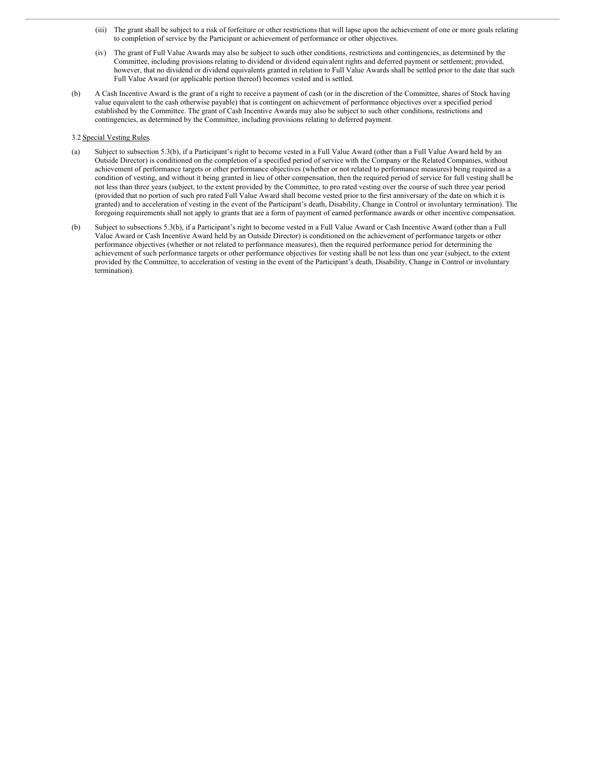(iii) The grant shall be subject to a risk of forfeiture or other restrictions that will lapse upon the achievement of one or more goals relating to completion of service by the Participant or achievement of performance or other objectives.

(iv) The grant of Full Value Awards may also be subject to such other conditions, restrictions and contingencies, as determined by the Committee, including provisions relating to dividend or dividend equivalent rights and deferred payment or settlement; provided, however, that no dividend or dividend equivalents granted in relation to Full Value Awards shall be settled prior to the date that such Full Value Award (or applicable portion thereof) becomes vested and is settled.

(b) A Cash Incentive Award is the grant of a right to receive a payment of cash (or in the discretion of the Committee, shares of Stock having value equivalent to the cash otherwise payable) that is contingent on achievement of performance objectives over a specified period established by the Committee. The grant of Cash Incentive Awards may also be subject to such other conditions, restrictions and contingencies, as determined by the Committee, including provisions relating to deferred payment.

3.2 Special Vesting Rules.

(a) Subject to subsection 5.3(b), if a Participant's right to become vested in a Full Value Award (other than a Full Value Award held by an Outside Director) is conditioned on the completion of a specified period of service with the Company or the Related Companies, without achievement of performance targets or other performance objectives (whether or not related to performance measures) being required as a condition of vesting, and without it being granted in lieu of other compensation, then the required period of service for full vesting shall be not less than three years (subject, to the extent provided by the Committee, to pro rated vesting over the course of such three year period (provided that no portion of such pro rated Full Value Award shall become vested prior to the first anniversary of the date on which it is granted) and to acceleration of vesting in the event of the Participant's death, Disability, Change in Control or involuntary termination). The foregoing requirements shall not apply to grants that are a form of payment of earned performance awards or other incentive compensation.

(b) Subject to subsections 5.3(b), if a Participant's right to become vested in a Full Value Award or Cash Incentive Award (other than a Full Value Award or Cash Incentive Award held by an Outside Director) is conditioned on the achievement of performance targets or other performance objectives (whether or not related to performance measures), then the required performance period for determining the achievement of such performance targets or other performance objectives for vesting shall be not less than one year (subject, to the extent provided by the Committee, to acceleration of vesting in the event of the Participant's death, Disability, Change in Control or involuntary termination).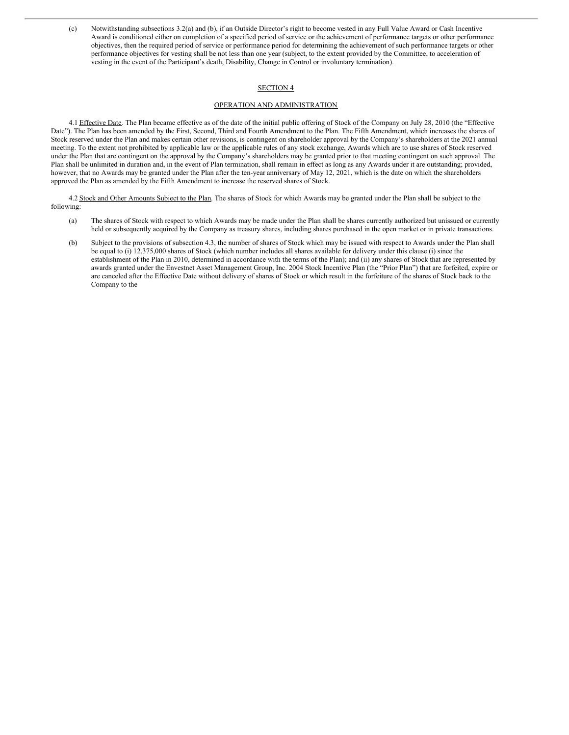(c) Notwithstanding subsections 3.2(a) and (b), if an Outside Director's right to become vested in any Full Value Award or Cash Incentive Award is conditioned either on completion of a specified period of service or the achievement of performance targets or other performance objectives, then the required period of service or performance period for determining the achievement of such performance targets or other performance objectives for vesting shall be not less than one year (subject, to the extent provided by the Committee, to acceleration of vesting in the event of the Participant's death, Disability, Change in Control or involuntary termination).

## SECTION 4

## OPERATION AND ADMINISTRATION

4.1 Effective Date. The Plan became effective as of the date of the initial public offering of Stock of the Company on July 28, 2010 (the "Effective Date"). The Plan has been amended by the First, Second, Third and Fourth Amendment to the Plan. The Fifth Amendment, which increases the shares of Stock reserved under the Plan and makes certain other revisions, is contingent on shareholder approval by the Company's shareholders at the 2021 annual meeting. To the extent not prohibited by applicable law or the applicable rules of any stock exchange, Awards which are to use shares of Stock reserved under the Plan that are contingent on the approval by the Company's shareholders may be granted prior to that meeting contingent on such approval. The Plan shall be unlimited in duration and, in the event of Plan termination, shall remain in effect as long as any Awards under it are outstanding; provided, however, that no Awards may be granted under the Plan after the ten-year anniversary of May 12, 2021, which is the date on which the shareholders approved the Plan as amended by the Fifth Amendment to increase the reserved shares of Stock.

4.2 Stock and Other Amounts Subject to the Plan. The shares of Stock for which Awards may be granted under the Plan shall be subject to the following:

(a) The shares of Stock with respect to which Awards may be made under the Plan shall be shares currently authorized but unissued or currently held or subsequently acquired by the Company as treasury shares, including shares purchased in the open market or in private transactions.

(b) Subject to the provisions of subsection 4.3, the number of shares of Stock which may be issued with respect to Awards under the Plan shall be equal to (i) 12,375,000 shares of Stock (which number includes all shares available for delivery under this clause (i) since the establishment of the Plan in 2010, determined in accordance with the terms of the Plan); and (ii) any shares of Stock that are represented by awards granted under the Envestnet Asset Management Group, Inc. 2004 Stock Incentive Plan (the "Prior Plan") that are forfeited, expire or are canceled after the Effective Date without delivery of shares of Stock or which result in the forfeiture of the shares of Stock back to the Company to the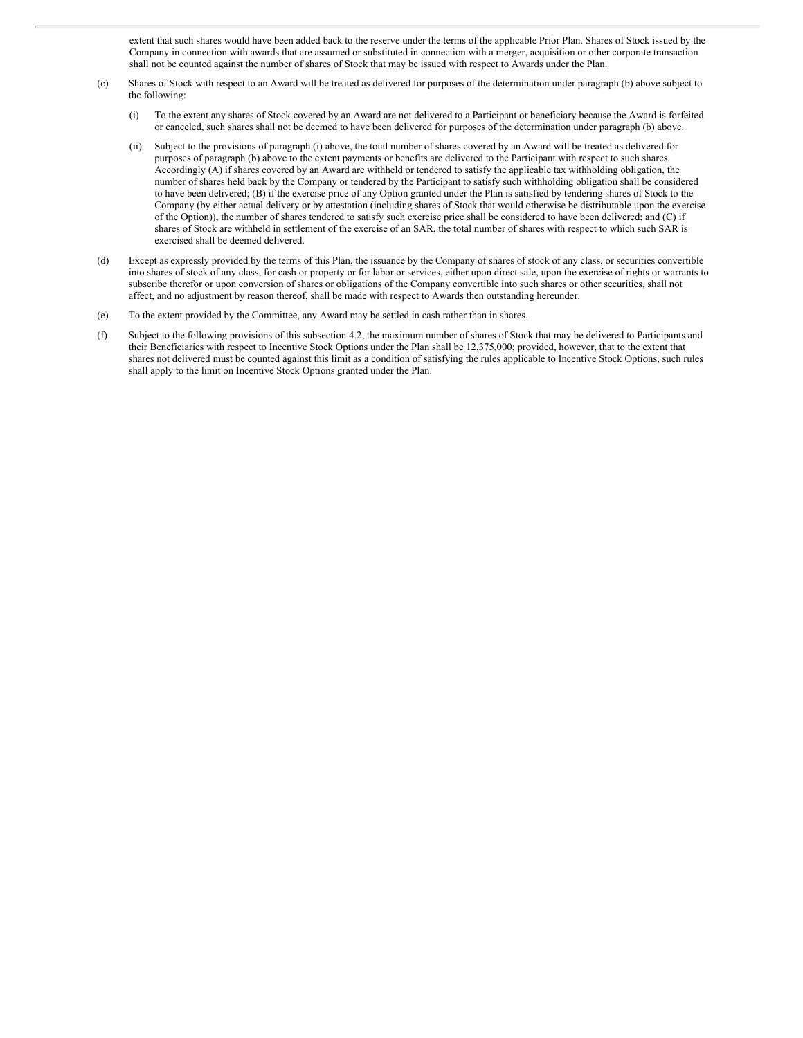extent that such shares would have been added back to the reserve under the terms of the applicable Prior Plan. Shares of Stock issued by the Company in connection with awards that are assumed or substituted in connection with a merger, acquisition or other corporate transaction shall not be counted against the number of shares of Stock that may be issued with respect to Awards under the Plan.

(c) Shares of Stock with respect to an Award will be treated as delivered for purposes of the determination under paragraph (b) above subject to the following:

(i) To the extent any shares of Stock covered by an Award are not delivered to a Participant or beneficiary because the Award is forfeited or canceled, such shares shall not be deemed to have been delivered for purposes of the determination under paragraph (b) above.

(ii) Subject to the provisions of paragraph (i) above, the total number of shares covered by an Award will be treated as delivered for purposes of paragraph (b) above to the extent payments or benefits are delivered to the Participant with respect to such shares. Accordingly (A) if shares covered by an Award are withheld or tendered to satisfy the applicable tax withholding obligation, the number of shares held back by the Company or tendered by the Participant to satisfy such withholding obligation shall be considered to have been delivered; (B) if the exercise price of any Option granted under the Plan is satisfied by tendering shares of Stock to the Company (by either actual delivery or by attestation (including shares of Stock that would otherwise be distributable upon the exercise of the Option)), the number of shares tendered to satisfy such exercise price shall be considered to have been delivered; and (C) if shares of Stock are withheld in settlement of the exercise of an SAR, the total number of shares with respect to which such SAR is exercised shall be deemed delivered.

(d) Except as expressly provided by the terms of this Plan, the issuance by the Company of shares of stock of any class, or securities convertible into shares of stock of any class, for cash or property or for labor or services, either upon direct sale, upon the exercise of rights or warrants to subscribe therefor or upon conversion of shares or obligations of the Company convertible into such shares or other securities, shall not affect, and no adjustment by reason thereof, shall be made with respect to Awards then outstanding hereunder.

(e) To the extent provided by the Committee, any Award may be settled in cash rather than in shares.

(f) Subject to the following provisions of this subsection 4.2, the maximum number of shares of Stock that may be delivered to Participants and their Beneficiaries with respect to Incentive Stock Options under the Plan shall be 12,375,000; provided, however, that to the extent that shares not delivered must be counted against this limit as a condition of satisfying the rules applicable to Incentive Stock Options, such rules shall apply to the limit on Incentive Stock Options granted under the Plan.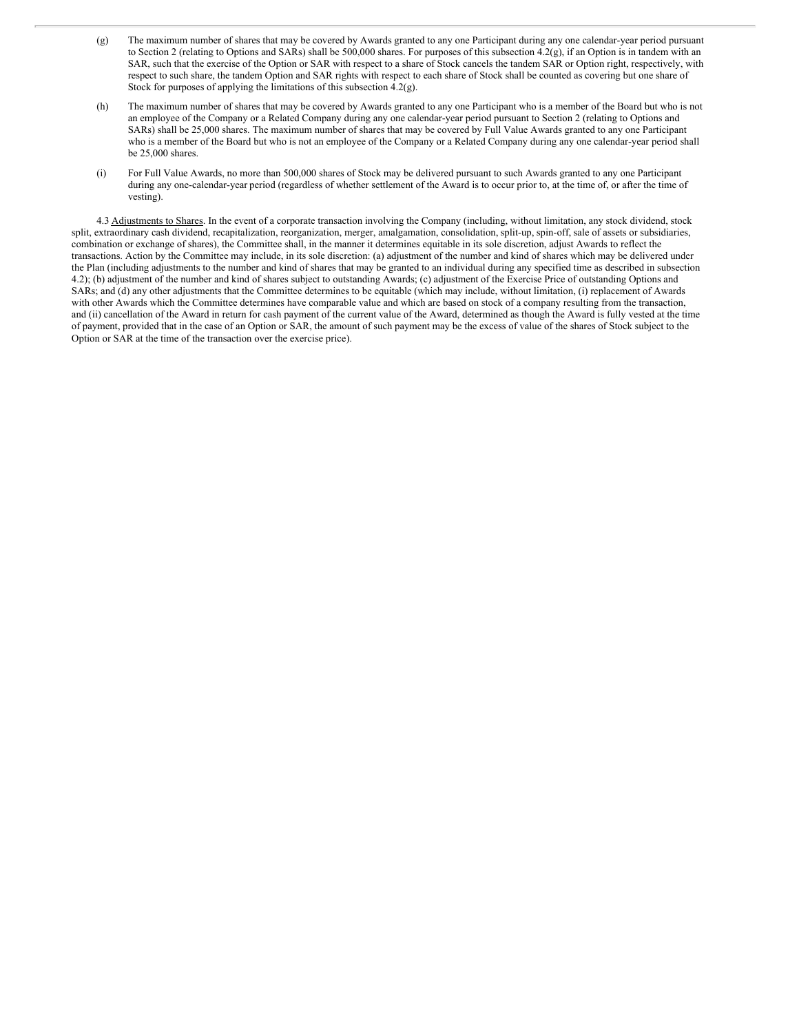(g) The maximum number of shares that may be covered by Awards granted to any one Participant during any one calendar-year period pursuant to Section 2 (relating to Options and SARs) shall be 500,000 shares. For purposes of this subsection 4.2(g), if an Option is in tandem with an SAR, such that the exercise of the Option or SAR with respect to a share of Stock cancels the tandem SAR or Option right, respectively, with respect to such share, the tandem Option and SAR rights with respect to each share of Stock shall be counted as covering but one share of Stock for purposes of applying the limitations of this subsection 4.2(g).

(h) The maximum number of shares that may be covered by Awards granted to any one Participant who is a member of the Board but who is not an employee of the Company or a Related Company during any one calendar-year period pursuant to Section 2 (relating to Options and SARs) shall be 25,000 shares. The maximum number of shares that may be covered by Full Value Awards granted to any one Participant who is a member of the Board but who is not an employee of the Company or a Related Company during any one calendar-year period shall be 25,000 shares.

(i) For Full Value Awards, no more than 500,000 shares of Stock may be delivered pursuant to such Awards granted to any one Participant during any one-calendar-year period (regardless of whether settlement of the Award is to occur prior to, at the time of, or after the time of vesting).

4.3 Adjustments to Shares. In the event of a corporate transaction involving the Company (including, without limitation, any stock dividend, stock split, extraordinary cash dividend, recapitalization, reorganization, merger, amalgamation, consolidation, split-up, spin-off, sale of assets or subsidiaries, combination or exchange of shares), the Committee shall, in the manner it determines equitable in its sole discretion, adjust Awards to reflect the transactions. Action by the Committee may include, in its sole discretion: (a) adjustment of the number and kind of shares which may be delivered under the Plan (including adjustments to the number and kind of shares that may be granted to an individual during any specified time as described in subsection 4.2); (b) adjustment of the number and kind of shares subject to outstanding Awards; (c) adjustment of the Exercise Price of outstanding Options and SARs; and (d) any other adjustments that the Committee determines to be equitable (which may include, without limitation, (i) replacement of Awards with other Awards which the Committee determines have comparable value and which are based on stock of a company resulting from the transaction, and (ii) cancellation of the Award in return for cash payment of the current value of the Award, determined as though the Award is fully vested at the time of payment, provided that in the case of an Option or SAR, the amount of such payment may be the excess of value of the shares of Stock subject to the Option or SAR at the time of the transaction over the exercise price).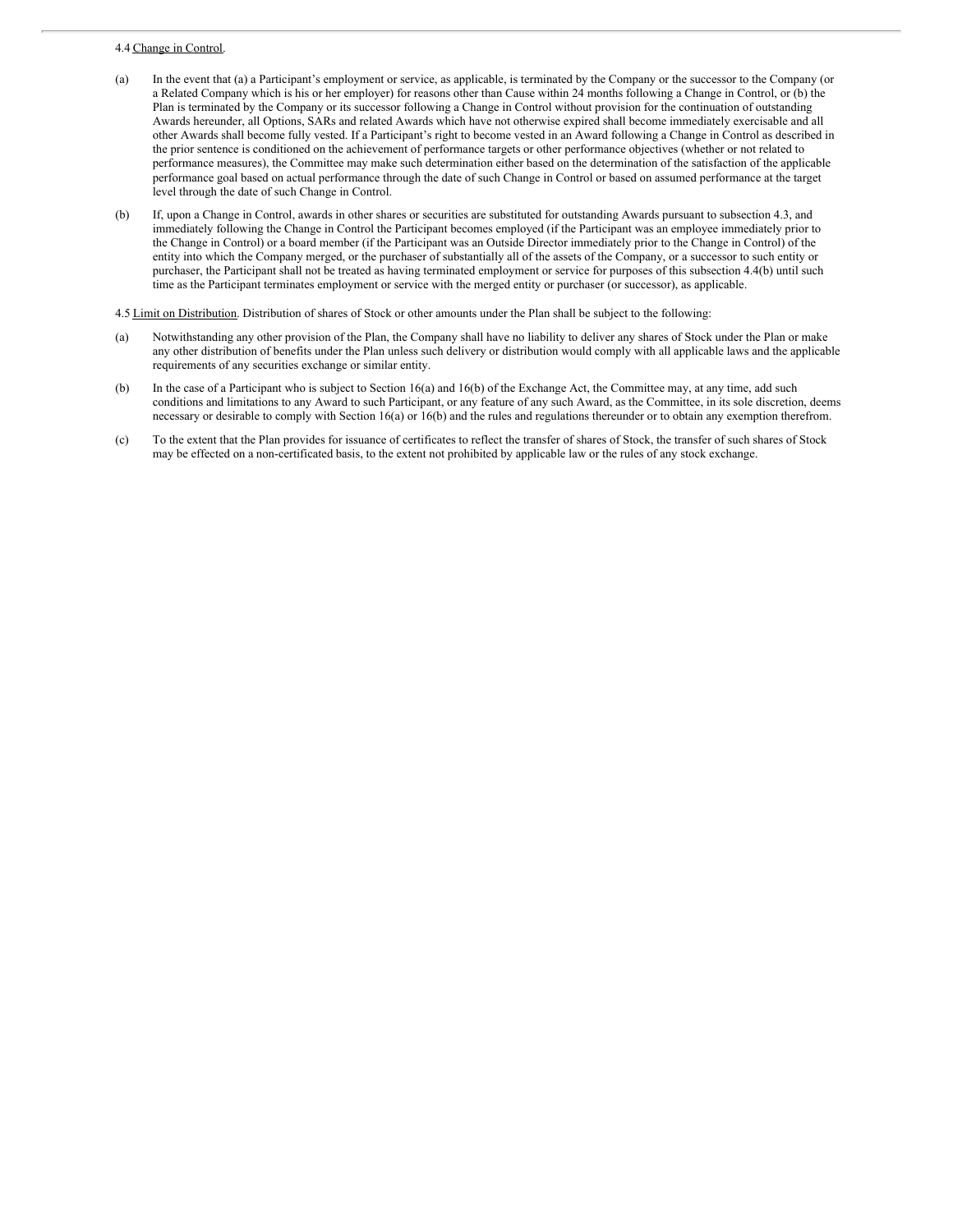4.4 Change in Control.

(a) In the event that (a) a Participant's employment or service, as applicable, is terminated by the Company or the successor to the Company (or a Related Company which is his or her employer) for reasons other than Cause within 24 months following a Change in Control, or (b) the Plan is terminated by the Company or its successor following a Change in Control without provision for the continuation of outstanding Awards hereunder, all Options, SARs and related Awards which have not otherwise expired shall become immediately exercisable and all other Awards shall become fully vested. If a Participant's right to become vested in an Award following a Change in Control as described in the prior sentence is conditioned on the achievement of performance targets or other performance objectives (whether or not related to performance measures), the Committee may make such determination either based on the determination of the satisfaction of the applicable performance goal based on actual performance through the date of such Change in Control or based on assumed performance at the target level through the date of such Change in Control.

(b) If, upon a Change in Control, awards in other shares or securities are substituted for outstanding Awards pursuant to subsection 4.3, and immediately following the Change in Control the Participant becomes employed (if the Participant was an employee immediately prior to the Change in Control) or a board member (if the Participant was an Outside Director immediately prior to the Change in Control) of the entity into which the Company merged, or the purchaser of substantially all of the assets of the Company, or a successor to such entity or purchaser, the Participant shall not be treated as having terminated employment or service for purposes of this subsection 4.4(b) until such time as the Participant terminates employment or service with the merged entity or purchaser (or successor), as applicable.

4.5 Limit on Distribution. Distribution of shares of Stock or other amounts under the Plan shall be subject to the following:

(a) Notwithstanding any other provision of the Plan, the Company shall have no liability to deliver any shares of Stock under the Plan or make any other distribution of benefits under the Plan unless such delivery or distribution would comply with all applicable laws and the applicable requirements of any securities exchange or similar entity.

(b) In the case of a Participant who is subject to Section 16(a) and 16(b) of the Exchange Act, the Committee may, at any time, add such conditions and limitations to any Award to such Participant, or any feature of any such Award, as the Committee, in its sole discretion, deems necessary or desirable to comply with Section 16(a) or 16(b) and the rules and regulations thereunder or to obtain any exemption therefrom.

(c) To the extent that the Plan provides for issuance of certificates to reflect the transfer of shares of Stock, the transfer of such shares of Stock may be effected on a non-certificated basis, to the extent not prohibited by applicable law or the rules of any stock exchange.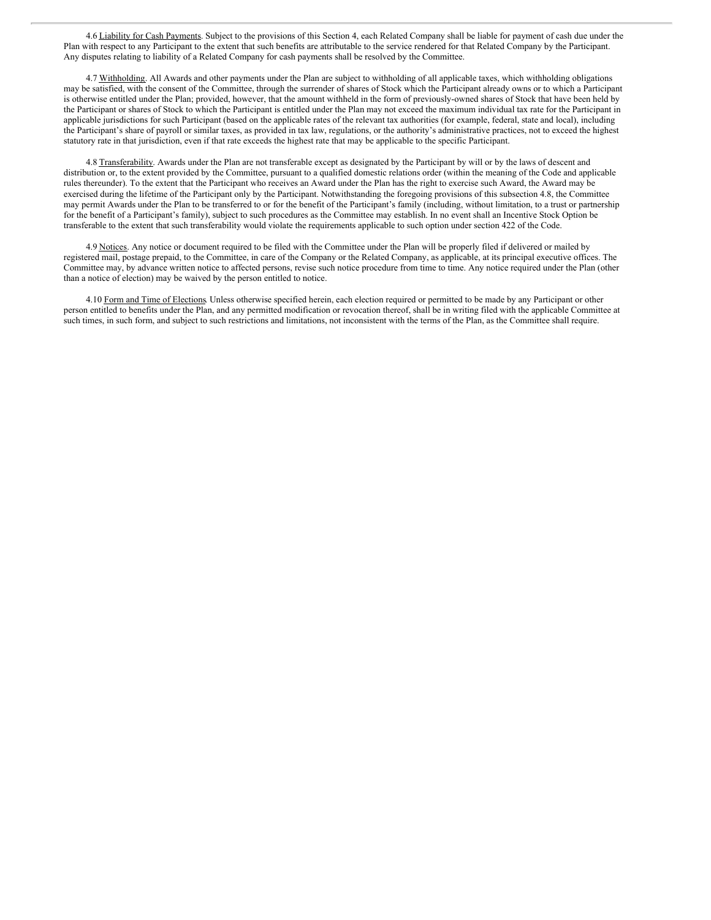4.6 Liability for Cash Payments. Subject to the provisions of this Section 4, each Related Company shall be liable for payment of cash due under the Plan with respect to any Participant to the extent that such benefits are attributable to the service rendered for that Related Company by the Participant. Any disputes relating to liability of a Related Company for cash payments shall be resolved by the Committee.

4.7 Withholding. All Awards and other payments under the Plan are subject to withholding of all applicable taxes, which withholding obligations may be satisfied, with the consent of the Committee, through the surrender of shares of Stock which the Participant already owns or to which a Participant is otherwise entitled under the Plan; provided, however, that the amount withheld in the form of previously-owned shares of Stock that have been held by the Participant or shares of Stock to which the Participant is entitled under the Plan may not exceed the maximum individual tax rate for the Participant in applicable jurisdictions for such Participant (based on the applicable rates of the relevant tax authorities (for example, federal, state and local), including the Participant's share of payroll or similar taxes, as provided in tax law, regulations, or the authority's administrative practices, not to exceed the highest statutory rate in that jurisdiction, even if that rate exceeds the highest rate that may be applicable to the specific Participant.

4.8 Transferability. Awards under the Plan are not transferable except as designated by the Participant by will or by the laws of descent and distribution or, to the extent provided by the Committee, pursuant to a qualified domestic relations order (within the meaning of the Code and applicable rules thereunder). To the extent that the Participant who receives an Award under the Plan has the right to exercise such Award, the Award may be exercised during the lifetime of the Participant only by the Participant. Notwithstanding the foregoing provisions of this subsection 4.8, the Committee may permit Awards under the Plan to be transferred to or for the benefit of the Participant's family (including, without limitation, to a trust or partnership for the benefit of a Participant's family), subject to such procedures as the Committee may establish. In no event shall an Incentive Stock Option be transferable to the extent that such transferability would violate the requirements applicable to such option under section 422 of the Code.

4.9 Notices. Any notice or document required to be filed with the Committee under the Plan will be properly filed if delivered or mailed by registered mail, postage prepaid, to the Committee, in care of the Company or the Related Company, as applicable, at its principal executive offices. The Committee may, by advance written notice to affected persons, revise such notice procedure from time to time. Any notice required under the Plan (other than a notice of election) may be waived by the person entitled to notice.

4.10 Form and Time of Elections. Unless otherwise specified herein, each election required or permitted to be made by any Participant or other person entitled to benefits under the Plan, and any permitted modification or revocation thereof, shall be in writing filed with the applicable Committee at such times, in such form, and subject to such restrictions and limitations, not inconsistent with the terms of the Plan, as the Committee shall require.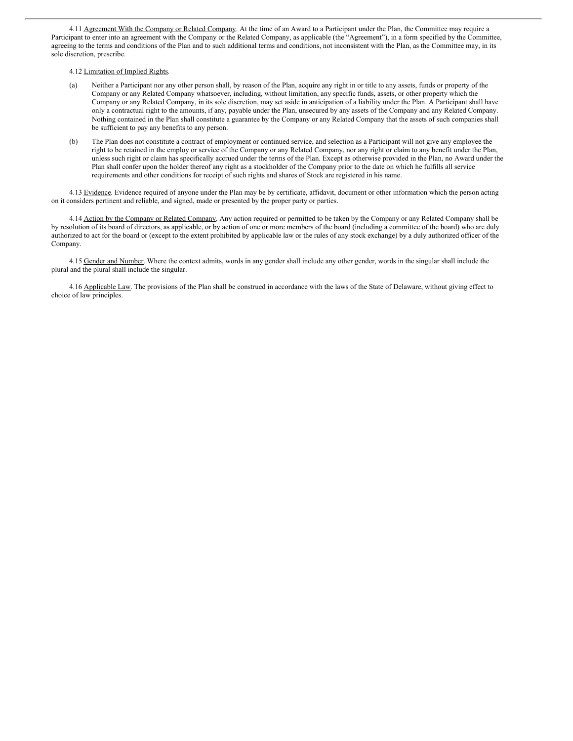4.11 Agreement With the Company or Related Company. At the time of an Award to a Participant under the Plan, the Committee may require a Participant to enter into an agreement with the Company or the Related Company, as applicable (the "Agreement"), in a form specified by the Committee, agreeing to the terms and conditions of the Plan and to such additional terms and conditions, not inconsistent with the Plan, as the Committee may, in its sole discretion, prescribe.

4.12 Limitation of Implied Rights.

(a) Neither a Participant nor any other person shall, by reason of the Plan, acquire any right in or title to any assets, funds or property of the Company or any Related Company whatsoever, including, without limitation, any specific funds, assets, or other property which the Company or any Related Company, in its sole discretion, may set aside in anticipation of a liability under the Plan. A Participant shall have only a contractual right to the amounts, if any, payable under the Plan, unsecured by any assets of the Company and any Related Company. Nothing contained in the Plan shall constitute a guarantee by the Company or any Related Company that the assets of such companies shall be sufficient to pay any benefits to any person.

(b) The Plan does not constitute a contract of employment or continued service, and selection as a Participant will not give any employee the right to be retained in the employ or service of the Company or any Related Company, nor any right or claim to any benefit under the Plan, unless such right or claim has specifically accrued under the terms of the Plan. Except as otherwise provided in the Plan, no Award under the Plan shall confer upon the holder thereof any right as a stockholder of the Company prior to the date on which he fulfills all service requirements and other conditions for receipt of such rights and shares of Stock are registered in his name.

4.13 Evidence. Evidence required of anyone under the Plan may be by certificate, affidavit, document or other information which the person acting on it considers pertinent and reliable, and signed, made or presented by the proper party or parties.

4.14 Action by the Company or Related Company. Any action required or permitted to be taken by the Company or any Related Company shall be by resolution of its board of directors, as applicable, or by action of one or more members of the board (including a committee of the board) who are duly authorized to act for the board or (except to the extent prohibited by applicable law or the rules of any stock exchange) by a duly authorized officer of the Company.

4.15 Gender and Number. Where the context admits, words in any gender shall include any other gender, words in the singular shall include the plural and the plural shall include the singular.

4.16 Applicable Law. The provisions of the Plan shall be construed in accordance with the laws of the State of Delaware, without giving effect to choice of law principles.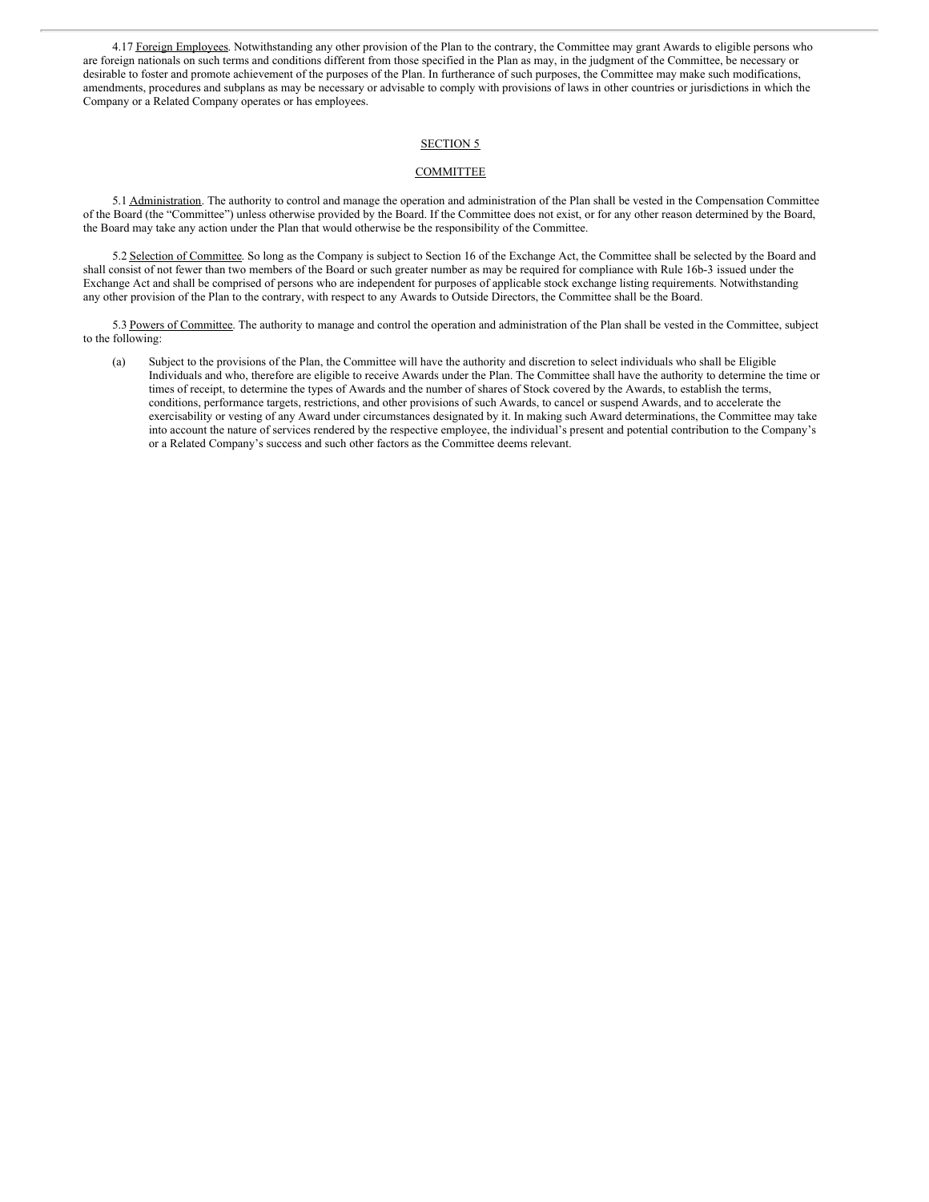4.17 Foreign Employees. Notwithstanding any other provision of the Plan to the contrary, the Committee may grant Awards to eligible persons who are foreign nationals on such terms and conditions different from those specified in the Plan as may, in the judgment of the Committee, be necessary or desirable to foster and promote achievement of the purposes of the Plan. In furtherance of such purposes, the Committee may make such modifications, amendments, procedures and subplans as may be necessary or advisable to comply with provisions of laws in other countries or jurisdictions in which the Company or a Related Company operates or has employees.

## SECTION 5

## COMMITTEE

5.1 Administration. The authority to control and manage the operation and administration of the Plan shall be vested in the Compensation Committee of the Board (the "Committee") unless otherwise provided by the Board. If the Committee does not exist, or for any other reason determined by the Board, the Board may take any action under the Plan that would otherwise be the responsibility of the Committee.

5.2 Selection of Committee. So long as the Company is subject to Section 16 of the Exchange Act, the Committee shall be selected by the Board and shall consist of not fewer than two members of the Board or such greater number as may be required for compliance with Rule 16b-3 issued under the Exchange Act and shall be comprised of persons who are independent for purposes of applicable stock exchange listing requirements. Notwithstanding any other provision of the Plan to the contrary, with respect to any Awards to Outside Directors, the Committee shall be the Board.

5.3 Powers of Committee. The authority to manage and control the operation and administration of the Plan shall be vested in the Committee, subject to the following:

(a) Subject to the provisions of the Plan, the Committee will have the authority and discretion to select individuals who shall be Eligible Individuals and who, therefore are eligible to receive Awards under the Plan. The Committee shall have the authority to determine the time or times of receipt, to determine the types of Awards and the number of shares of Stock covered by the Awards, to establish the terms, conditions, performance targets, restrictions, and other provisions of such Awards, to cancel or suspend Awards, and to accelerate the exercisability or vesting of any Award under circumstances designated by it. In making such Award determinations, the Committee may take into account the nature of services rendered by the respective employee, the individual's present and potential contribution to the Company's or a Related Company's success and such other factors as the Committee deems relevant.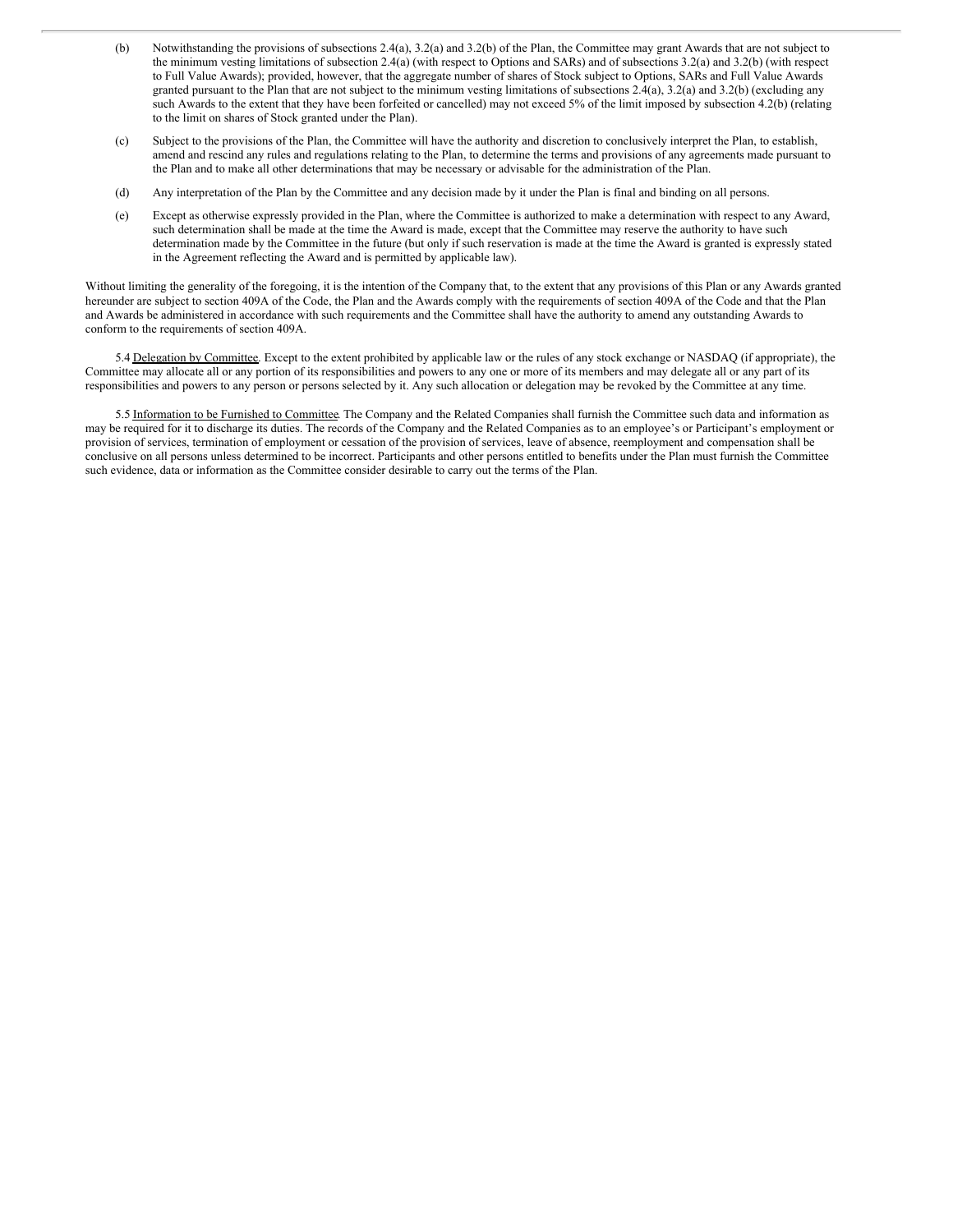(b) Notwithstanding the provisions of subsections 2.4(a), 3.2(a) and 3.2(b) of the Plan, the Committee may grant Awards that are not subject to the minimum vesting limitations of subsection 2.4(a) (with respect to Options and SARs) and of subsections 3.2(a) and 3.2(b) (with respect to Full Value Awards); provided, however, that the aggregate number of shares of Stock subject to Options, SARs and Full Value Awards granted pursuant to the Plan that are not subject to the minimum vesting limitations of subsections 2.4(a), 3.2(a) and 3.2(b) (excluding any such Awards to the extent that they have been forfeited or cancelled) may not exceed 5% of the limit imposed by subsection 4.2(b) (relating to the limit on shares of Stock granted under the Plan).

(c) Subject to the provisions of the Plan, the Committee will have the authority and discretion to conclusively interpret the Plan, to establish, amend and rescind any rules and regulations relating to the Plan, to determine the terms and provisions of any agreements made pursuant to the Plan and to make all other determinations that may be necessary or advisable for the administration of the Plan.

(d) Any interpretation of the Plan by the Committee and any decision made by it under the Plan is final and binding on all persons.

(e) Except as otherwise expressly provided in the Plan, where the Committee is authorized to make a determination with respect to any Award, such determination shall be made at the time the Award is made, except that the Committee may reserve the authority to have such determination made by the Committee in the future (but only if such reservation is made at the time the Award is granted is expressly stated in the Agreement reflecting the Award and is permitted by applicable law).

Without limiting the generality of the foregoing, it is the intention of the Company that, to the extent that any provisions of this Plan or any Awards granted hereunder are subject to section 409A of the Code, the Plan and the Awards comply with the requirements of section 409A of the Code and that the Plan and Awards be administered in accordance with such requirements and the Committee shall have the authority to amend any outstanding Awards to conform to the requirements of section 409A.

5.4 Delegation by Committee. Except to the extent prohibited by applicable law or the rules of any stock exchange or NASDAQ (if appropriate), the Committee may allocate all or any portion of its responsibilities and powers to any one or more of its members and may delegate all or any part of its responsibilities and powers to any person or persons selected by it. Any such allocation or delegation may be revoked by the Committee at any time.

5.5 Information to be Furnished to Committee. The Company and the Related Companies shall furnish the Committee such data and information as may be required for it to discharge its duties. The records of the Company and the Related Companies as to an employee's or Participant's employment or provision of services, termination of employment or cessation of the provision of services, leave of absence, reemployment and compensation shall be conclusive on all persons unless determined to be incorrect. Participants and other persons entitled to benefits under the Plan must furnish the Committee such evidence, data or information as the Committee consider desirable to carry out the terms of the Plan.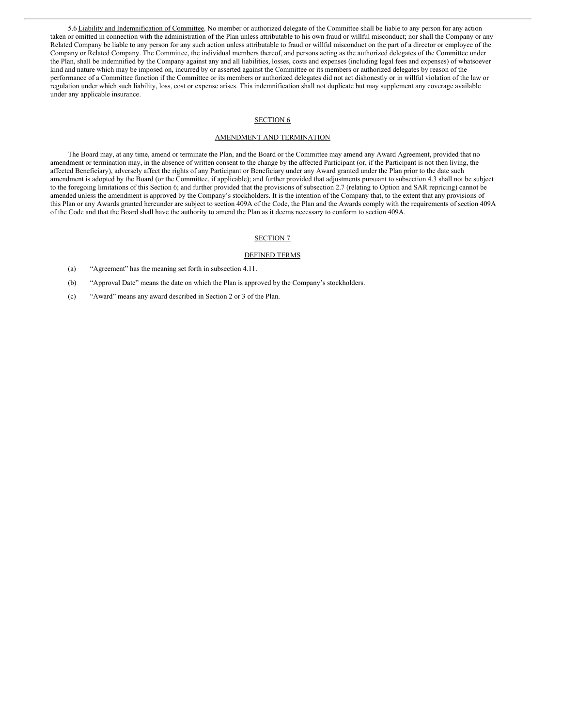5.6 Liability and Indemnification of Committee. No member or authorized delegate of the Committee shall be liable to any person for any action taken or omitted in connection with the administration of the Plan unless attributable to his own fraud or willful misconduct; nor shall the Company or any Related Company be liable to any person for any such action unless attributable to fraud or willful misconduct on the part of a director or employee of the Company or Related Company. The Committee, the individual members thereof, and persons acting as the authorized delegates of the Committee under the Plan, shall be indemnified by the Company against any and all liabilities, losses, costs and expenses (including legal fees and expenses) of whatsoever kind and nature which may be imposed on, incurred by or asserted against the Committee or its members or authorized delegates by reason of the performance of a Committee function if the Committee or its members or authorized delegates did not act dishonestly or in willful violation of the law or regulation under which such liability, loss, cost or expense arises. This indemnification shall not duplicate but may supplement any coverage available under any applicable insurance.

## SECTION 6

## AMENDMENT AND TERMINATION

The Board may, at any time, amend or terminate the Plan, and the Board or the Committee may amend any Award Agreement, provided that no amendment or termination may, in the absence of written consent to the change by the affected Participant (or, if the Participant is not then living, the affected Beneficiary), adversely affect the rights of any Participant or Beneficiary under any Award granted under the Plan prior to the date such amendment is adopted by the Board (or the Committee, if applicable); and further provided that adjustments pursuant to subsection 4.3 shall not be subject to the foregoing limitations of this Section 6; and further provided that the provisions of subsection 2.7 (relating to Option and SAR repricing) cannot be amended unless the amendment is approved by the Company's stockholders. It is the intention of the Company that, to the extent that any provisions of this Plan or any Awards granted hereunder are subject to section 409A of the Code, the Plan and the Awards comply with the requirements of section 409A of the Code and that the Board shall have the authority to amend the Plan as it deems necessary to conform to section 409A.

## SECTION 7

## DEFINED TERMS

(a) "Agreement" has the meaning set forth in subsection 4.11.

(b) "Approval Date" means the date on which the Plan is approved by the Company's stockholders.

(c) "Award" means any award described in Section 2 or 3 of the Plan.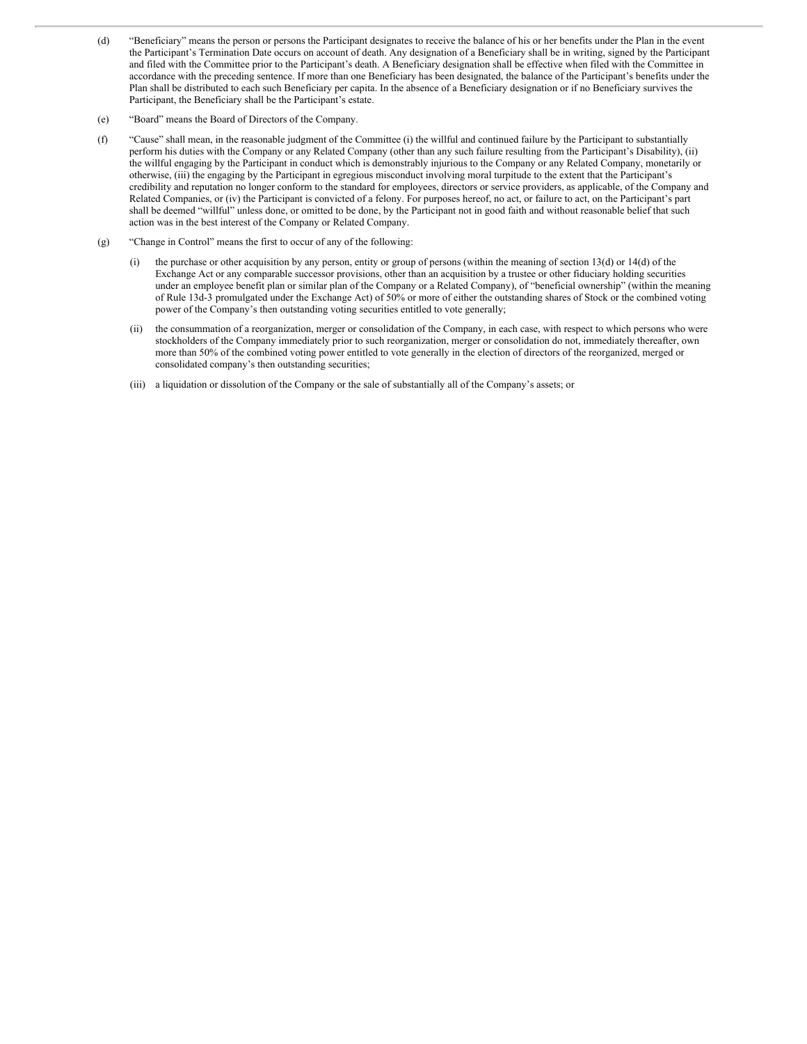(d) "Beneficiary" means the person or persons the Participant designates to receive the balance of his or her benefits under the Plan in the event the Participant's Termination Date occurs on account of death. Any designation of a Beneficiary shall be in writing, signed by the Participant and filed with the Committee prior to the Participant's death. A Beneficiary designation shall be effective when filed with the Committee in accordance with the preceding sentence. If more than one Beneficiary has been designated, the balance of the Participant's benefits under the Plan shall be distributed to each such Beneficiary per capita. In the absence of a Beneficiary designation or if no Beneficiary survives the Participant, the Beneficiary shall be the Participant's estate.

(e) "Board" means the Board of Directors of the Company.

(f) "Cause" shall mean, in the reasonable judgment of the Committee (i) the willful and continued failure by the Participant to substantially perform his duties with the Company or any Related Company (other than any such failure resulting from the Participant's Disability), (ii) the willful engaging by the Participant in conduct which is demonstrably injurious to the Company or any Related Company, monetarily or otherwise, (iii) the engaging by the Participant in egregious misconduct involving moral turpitude to the extent that the Participant's credibility and reputation no longer conform to the standard for employees, directors or service providers, as applicable, of the Company and Related Companies, or (iv) the Participant is convicted of a felony. For purposes hereof, no act, or failure to act, on the Participant's part shall be deemed "willful" unless done, or omitted to be done, by the Participant not in good faith and without reasonable belief that such action was in the best interest of the Company or Related Company.

(g) "Change in Control" means the first to occur of any of the following:

(i) the purchase or other acquisition by any person, entity or group of persons (within the meaning of section 13(d) or 14(d) of the Exchange Act or any comparable successor provisions, other than an acquisition by a trustee or other fiduciary holding securities under an employee benefit plan or similar plan of the Company or a Related Company), of "beneficial ownership" (within the meaning of Rule 13d-3 promulgated under the Exchange Act) of 50% or more of either the outstanding shares of Stock or the combined voting power of the Company's then outstanding voting securities entitled to vote generally;

(ii) the consummation of a reorganization, merger or consolidation of the Company, in each case, with respect to which persons who were stockholders of the Company immediately prior to such reorganization, merger or consolidation do not, immediately thereafter, own more than 50% of the combined voting power entitled to vote generally in the election of directors of the reorganized, merged or consolidated company's then outstanding securities;

(iii) a liquidation or dissolution of the Company or the sale of substantially all of the Company's assets; or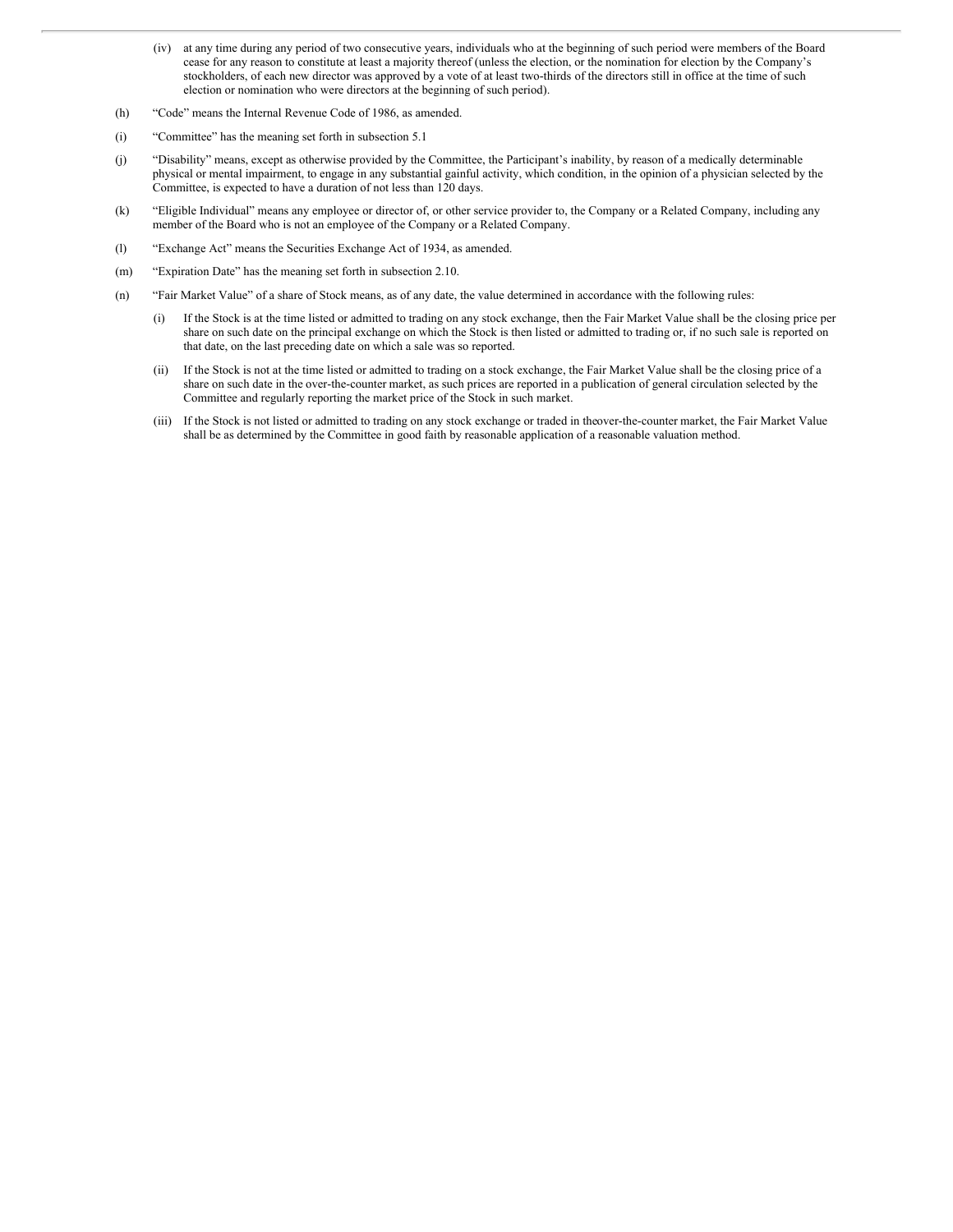(iv) at any time during any period of two consecutive years, individuals who at the beginning of such period were members of the Board cease for any reason to constitute at least a majority thereof (unless the election, or the nomination for election by the Company's stockholders, of each new director was approved by a vote of at least two-thirds of the directors still in office at the time of such election or nomination who were directors at the beginning of such period).

(h) "Code" means the Internal Revenue Code of 1986, as amended.

(i) "Committee" has the meaning set forth in subsection 5.1

(j) "Disability" means, except as otherwise provided by the Committee, the Participant's inability, by reason of a medically determinable physical or mental impairment, to engage in any substantial gainful activity, which condition, in the opinion of a physician selected by the Committee, is expected to have a duration of not less than 120 days.

(k) "Eligible Individual" means any employee or director of, or other service provider to, the Company or a Related Company, including any member of the Board who is not an employee of the Company or a Related Company.

(l) "Exchange Act" means the Securities Exchange Act of 1934, as amended.

(m) "Expiration Date" has the meaning set forth in subsection 2.10.

(n) "Fair Market Value" of a share of Stock means, as of any date, the value determined in accordance with the following rules:

(i) If the Stock is at the time listed or admitted to trading on any stock exchange, then the Fair Market Value shall be the closing price per share on such date on the principal exchange on which the Stock is then listed or admitted to trading or, if no such sale is reported on that date, on the last preceding date on which a sale was so reported.

(ii) If the Stock is not at the time listed or admitted to trading on a stock exchange, the Fair Market Value shall be the closing price of a share on such date in the over-the-counter market, as such prices are reported in a publication of general circulation selected by the Committee and regularly reporting the market price of the Stock in such market.

(iii) If the Stock is not listed or admitted to trading on any stock exchange or traded in theover-the-counter market, the Fair Market Value shall be as determined by the Committee in good faith by reasonable application of a reasonable valuation method.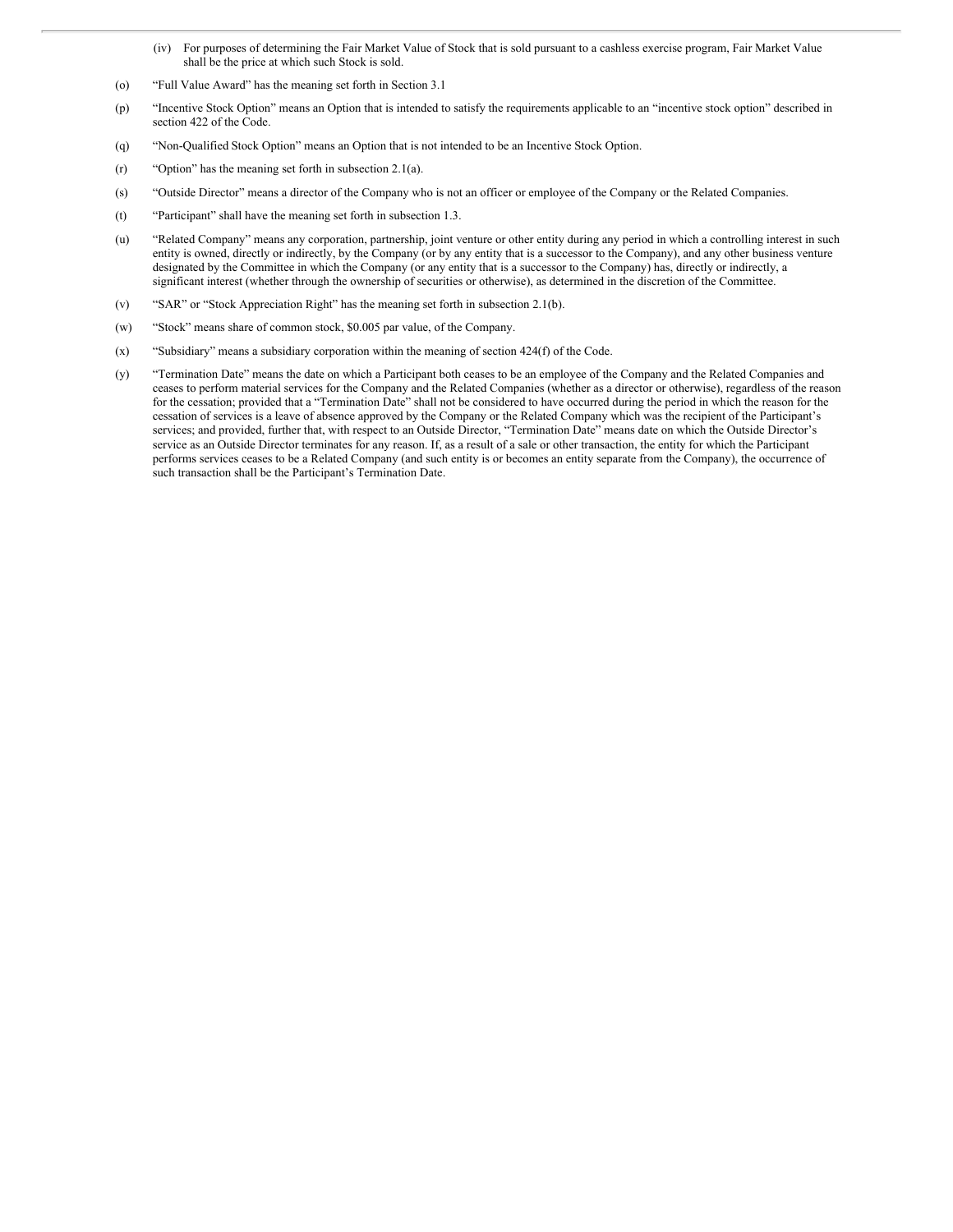(iv) For purposes of determining the Fair Market Value of Stock that is sold pursuant to a cashless exercise program, Fair Market Value shall be the price at which such Stock is sold.

(o) "Full Value Award" has the meaning set forth in Section 3.1

(p) "Incentive Stock Option" means an Option that is intended to satisfy the requirements applicable to an "incentive stock option" described in section 422 of the Code.

(q) "Non-Qualified Stock Option" means an Option that is not intended to be an Incentive Stock Option.

(r) "Option" has the meaning set forth in subsection 2.1(a).

(s) "Outside Director" means a director of the Company who is not an officer or employee of the Company or the Related Companies.

(t) "Participant" shall have the meaning set forth in subsection 1.3.

(u) "Related Company" means any corporation, partnership, joint venture or other entity during any period in which a controlling interest in such entity is owned, directly or indirectly, by the Company (or by any entity that is a successor to the Company), and any other business venture designated by the Committee in which the Company (or any entity that is a successor to the Company) has, directly or indirectly, a significant interest (whether through the ownership of securities or otherwise), as determined in the discretion of the Committee.

(v) "SAR" or "Stock Appreciation Right" has the meaning set forth in subsection 2.1(b).

(w) "Stock" means share of common stock, $0.005 par value, of the Company.

(x) "Subsidiary" means a subsidiary corporation within the meaning of section 424(f) of the Code.

(y) "Termination Date" means the date on which a Participant both ceases to be an employee of the Company and the Related Companies and ceases to perform material services for the Company and the Related Companies (whether as a director or otherwise), regardless of the reason for the cessation; provided that a "Termination Date" shall not be considered to have occurred during the period in which the reason for the cessation of services is a leave of absence approved by the Company or the Related Company which was the recipient of the Participant's services; and provided, further that, with respect to an Outside Director, "Termination Date" means date on which the Outside Director's service as an Outside Director terminates for any reason. If, as a result of a sale or other transaction, the entity for which the Participant performs services ceases to be a Related Company (and such entity is or becomes an entity separate from the Company), the occurrence of such transaction shall be the Participant's Termination Date.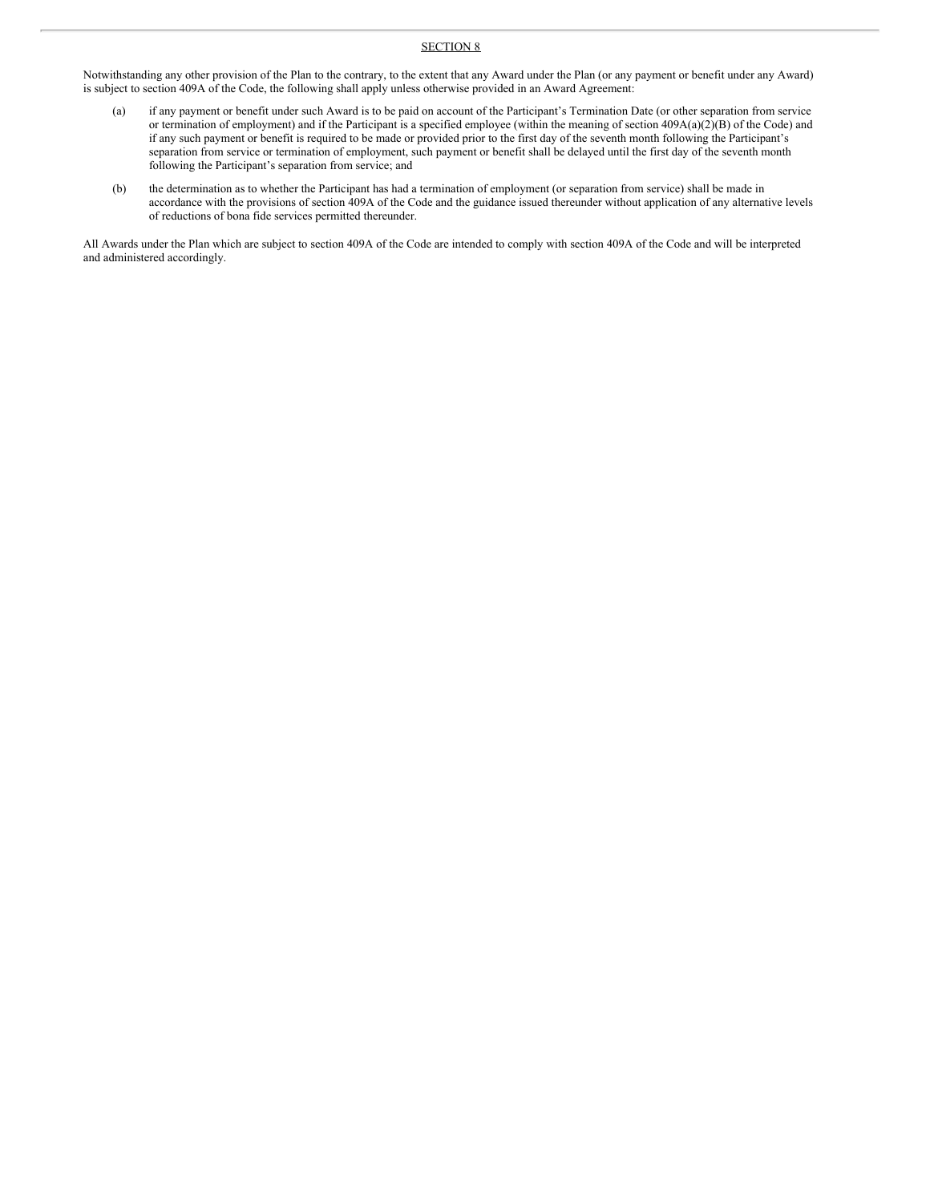## SECTION 8

Notwithstanding any other provision of the Plan to the contrary, to the extent that any Award under the Plan (or any payment or benefit under any Award) is subject to section 409A of the Code, the following shall apply unless otherwise provided in an Award Agreement:

(a) if any payment or benefit under such Award is to be paid on account of the Participant's Termination Date (or other separation from service or termination of employment) and if the Participant is a specified employee (within the meaning of section 409A(a)(2)(B) of the Code) and if any such payment or benefit is required to be made or provided prior to the first day of the seventh month following the Participant's separation from service or termination of employment, such payment or benefit shall be delayed until the first day of the seventh month following the Participant's separation from service; and

(b) the determination as to whether the Participant has had a termination of employment (or separation from service) shall be made in accordance with the provisions of section 409A of the Code and the guidance issued thereunder without application of any alternative levels of reductions of bona fide services permitted thereunder.

All Awards under the Plan which are subject to section 409A of the Code are intended to comply with section 409A of the Code and will be interpreted and administered accordingly.